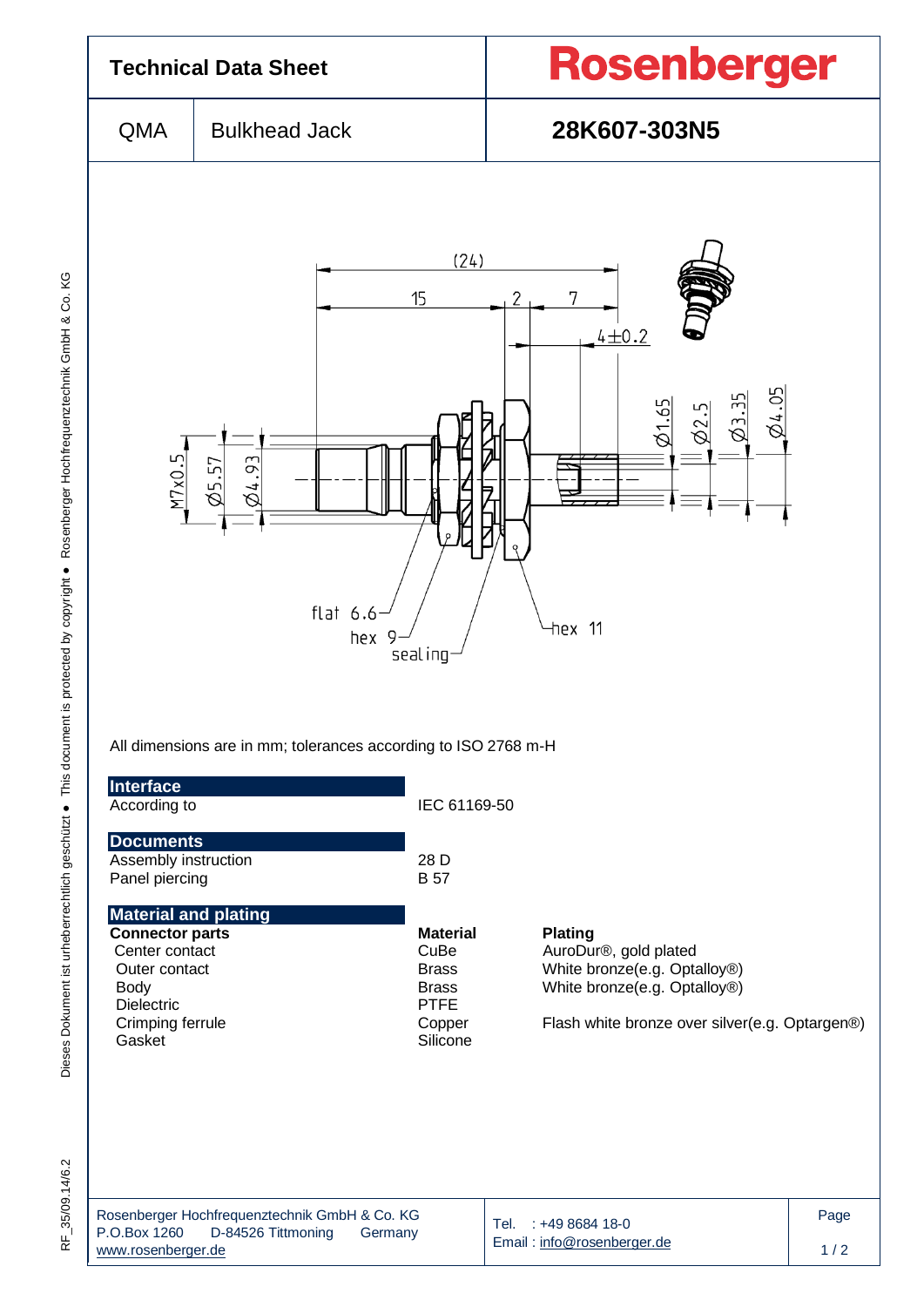# Technical Data Sheet

**Rosenberger**

| QMA | Bulkhead Jack | **28K607-303N5** |
|---|---|---|

(24)
15 | 2 | 7
4±0.2
M7x0.5 | Ø5.57 | Ø4.93
Ø1.65 | Ø2.5 | Ø3.35 | Ø4.05
flat 6.6
hex 9
sealing
hex 11

All dimensions are in mm; tolerances according to ISO 2768 m-H

## Interface

| | |
|---|---|
| According to | IEC 61169-50 |

## Documents

| | |
|---|---|
| Assembly instruction | 28 D |
| Panel piercing | B 57 |

## Material and plating

| **Connector parts** | **Material** | **Plating** |
|---|---|---|
| Center contact | CuBe | AuroDur®, gold plated |
| Outer contact | Brass | White bronze(e.g. Optalloy®) |
| Body | Brass | White bronze(e.g. Optalloy®) |
| Dielectric | PTFE | |
| Crimping ferrule | Copper | Flash white bronze over silver(e.g. Optargen®) |
| Gasket | Silicone | |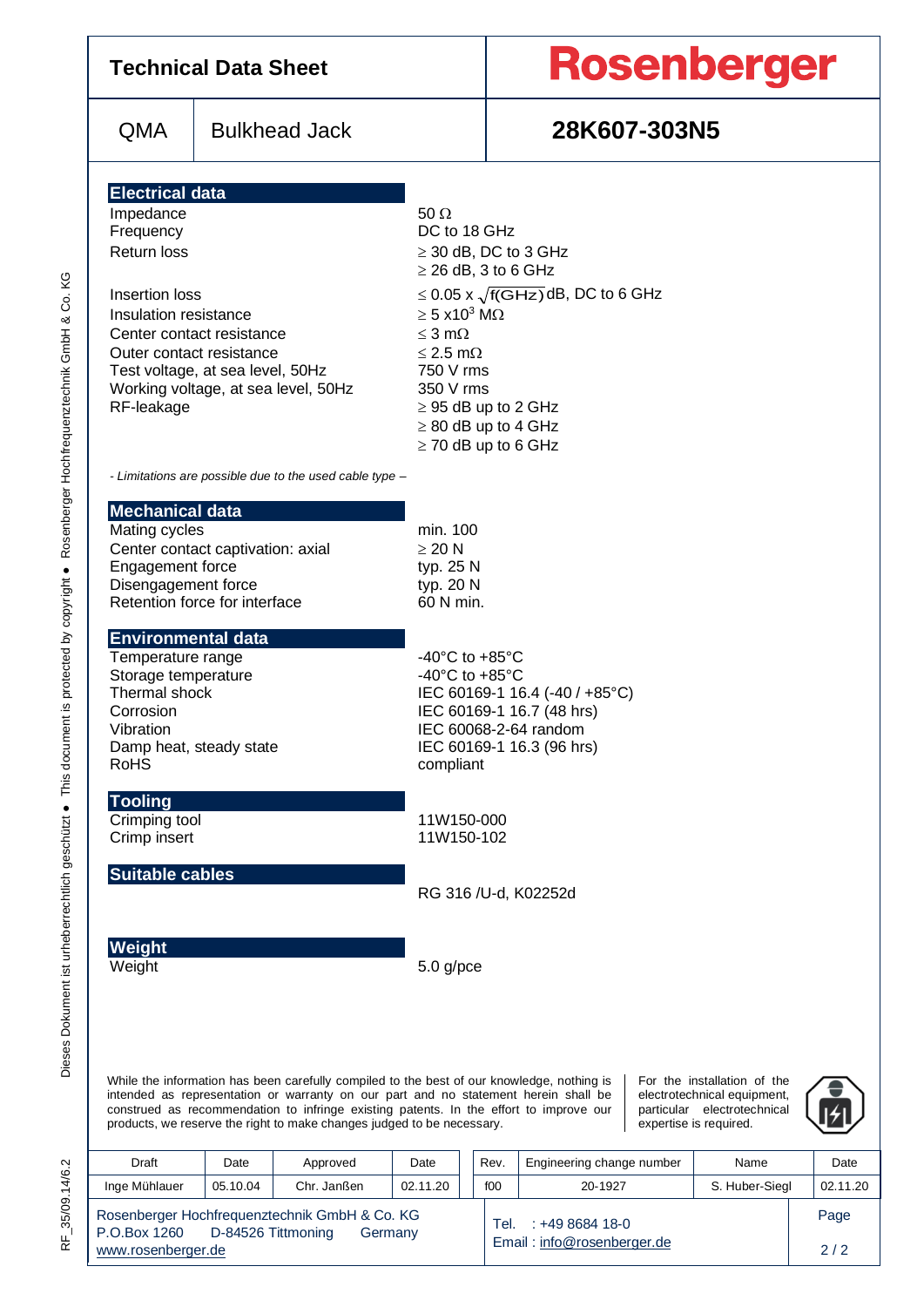# Technical Data Sheet

**Rosenberger**

| QMA | Bulkhead Jack | **28K607-303N5** |
|---|---|---|

## Electrical data

| | |
|---|---|
| Impedance | 50 Ω |
| Frequency | DC to 18 GHz |
| Return loss | ≥ 30 dB, DC to 3 GHz<br>≥ 26 dB, 3 to 6 GHz |
| Insertion loss | ≤ 0.05 x $\sqrt{f(GHz)}$ dB, DC to 6 GHz |
| Insulation resistance | ≥ 5 x10$^3$ MΩ |
| Center contact resistance | ≤ 3 mΩ |
| Outer contact resistance | ≤ 2.5 mΩ |
| Test voltage, at sea level, 50Hz | 750 V rms |
| Working voltage, at sea level, 50Hz | 350 V rms |
| RF-leakage | ≥ 95 dB up to 2 GHz<br>≥ 80 dB up to 4 GHz<br>≥ 70 dB up to 6 GHz |

*- Limitations are possible due to the used cable type –*

## Mechanical data

| | |
|---|---|
| Mating cycles | min. 100 |
| Center contact captivation: axial | ≥ 20 N |
| Engagement force | typ. 25 N |
| Disengagement force | typ. 20 N |
| Retention force for interface | 60 N min. |

## Environmental data

| | |
|---|---|
| Temperature range | -40°C to +85°C |
| Storage temperature | -40°C to +85°C |
| Thermal shock | IEC 60169-1 16.4 (-40 / +85°C) |
| Corrosion | IEC 60169-1 16.7 (48 hrs) |
| Vibration | IEC 60068-2-64 random |
| Damp heat, steady state | IEC 60169-1 16.3 (96 hrs) |
| RoHS | compliant |

## Tooling

| | |
|---|---|
| Crimping tool | 11W150-000 |
| Crimp insert | 11W150-102 |

## Suitable cables

RG 316 /U-d, K02252d

## Weight

| | |
|---|---|
| Weight | 5.0 g/pce |

While the information has been carefully compiled to the best of our knowledge, nothing is intended as representation or warranty on our part and no statement herein shall be construed as recommendation to infringe existing patents. In the effort to improve our products, we reserve the right to make changes judged to be necessary.

For the installation of the electrotechnical equipment, particular electrotechnical expertise is required.

| Draft | Date | Approved | Date | Rev. | Engineering change number | Name | Date |
|---|---|---|---|---|---|---|---|
| Inge Mühlauer | 05.10.04 | Chr. Janßen | 02.11.20 | f00 | 20-1927 | S. Huber-Siegl | 02.11.20 |

Rosenberger Hochfrequenztechnik GmbH & Co. KG
P.O.Box 1260 D-84526 Tittmoning Germany
www.rosenberger.de

Tel. : +49 8684 18-0
Email : info@rosenberger.de

RF_35/09.14/6.2

Dieses Dokument ist urheberrechtlich geschützt ● This document is protected by copyright ● Rosenberger Hochfrequenztechnik GmbH & Co. KG